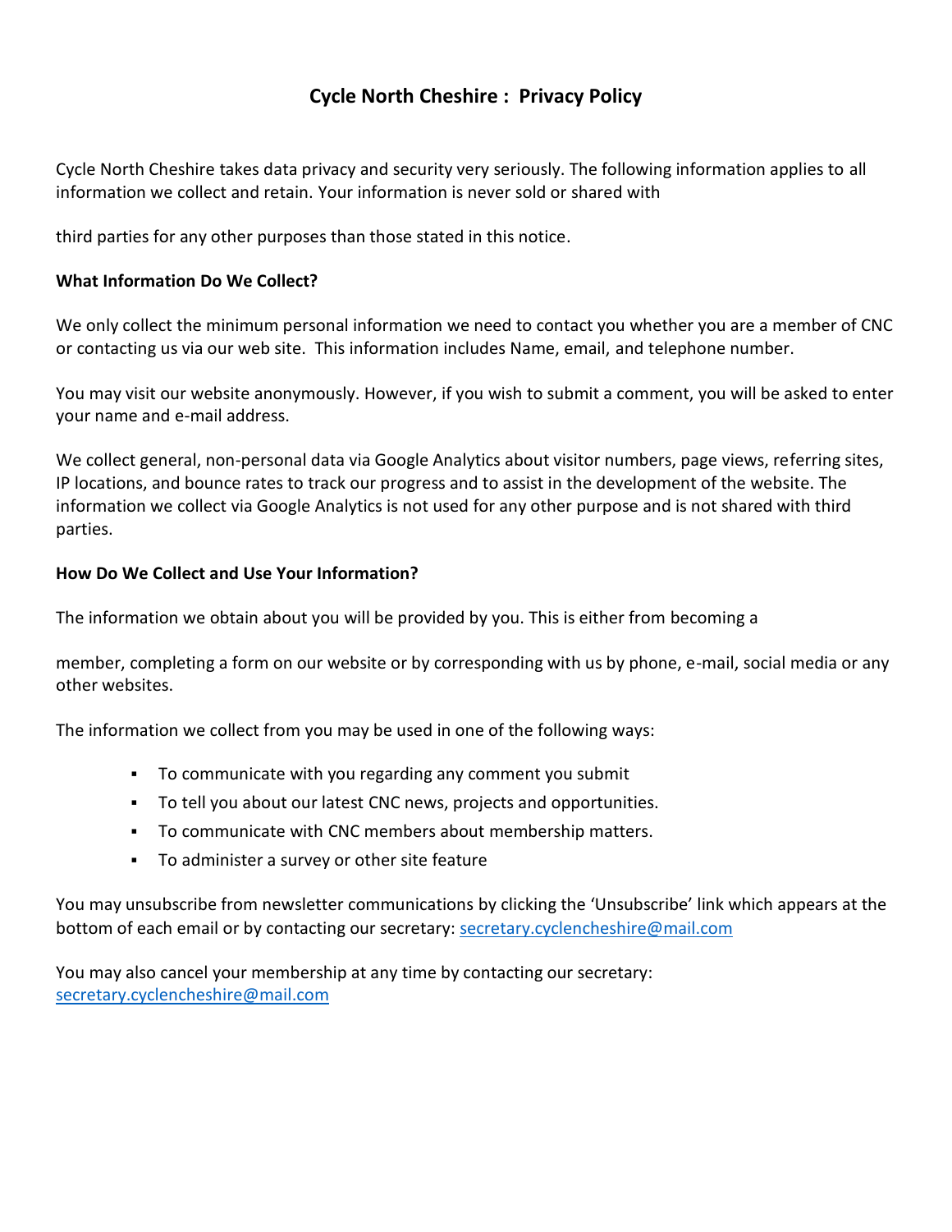# Cycle North Cheshire : Privacy Policy

Cycle North Cheshire takes data privacy and security very seriously. The following information applies to all information we collect and retain. Your information is never sold or shared with third parties for any other purposes than those stated in this notice.

**What Information Do We Collect?**

We only collect the minimum personal information we need to contact you whether you are a member of CNC or contacting us via our web site. This information includes Name, email, and telephone number.

You may visit our website anonymously. However, if you wish to submit a comment, you will be asked to enter your name and e-mail address.

We collect general, non-personal data via Google Analytics about visitor numbers, page views, referring sites, IP locations, and bounce rates to track our progress and to assist in the development of the website. The information we collect via Google Analytics is not used for any other purpose and is not shared with third parties.

**How Do We Collect and Use Your Information?**

The information we obtain about you will be provided by you. This is either from becoming a member, completing a form on our website or by corresponding with us by phone, e-mail, social media or any other websites.

The information we collect from you may be used in one of the following ways:

- To communicate with you regarding any comment you submit
- To tell you about our latest CNC news, projects and opportunities.
- To communicate with CNC members about membership matters.
- To administer a survey or other site feature

You may unsubscribe from newsletter communications by clicking the 'Unsubscribe' link which appears at the bottom of each email or by contacting our secretary: secretary.cyclencheshire@mail.com

You may also cancel your membership at any time by contacting our secretary: secretary.cyclencheshire@mail.com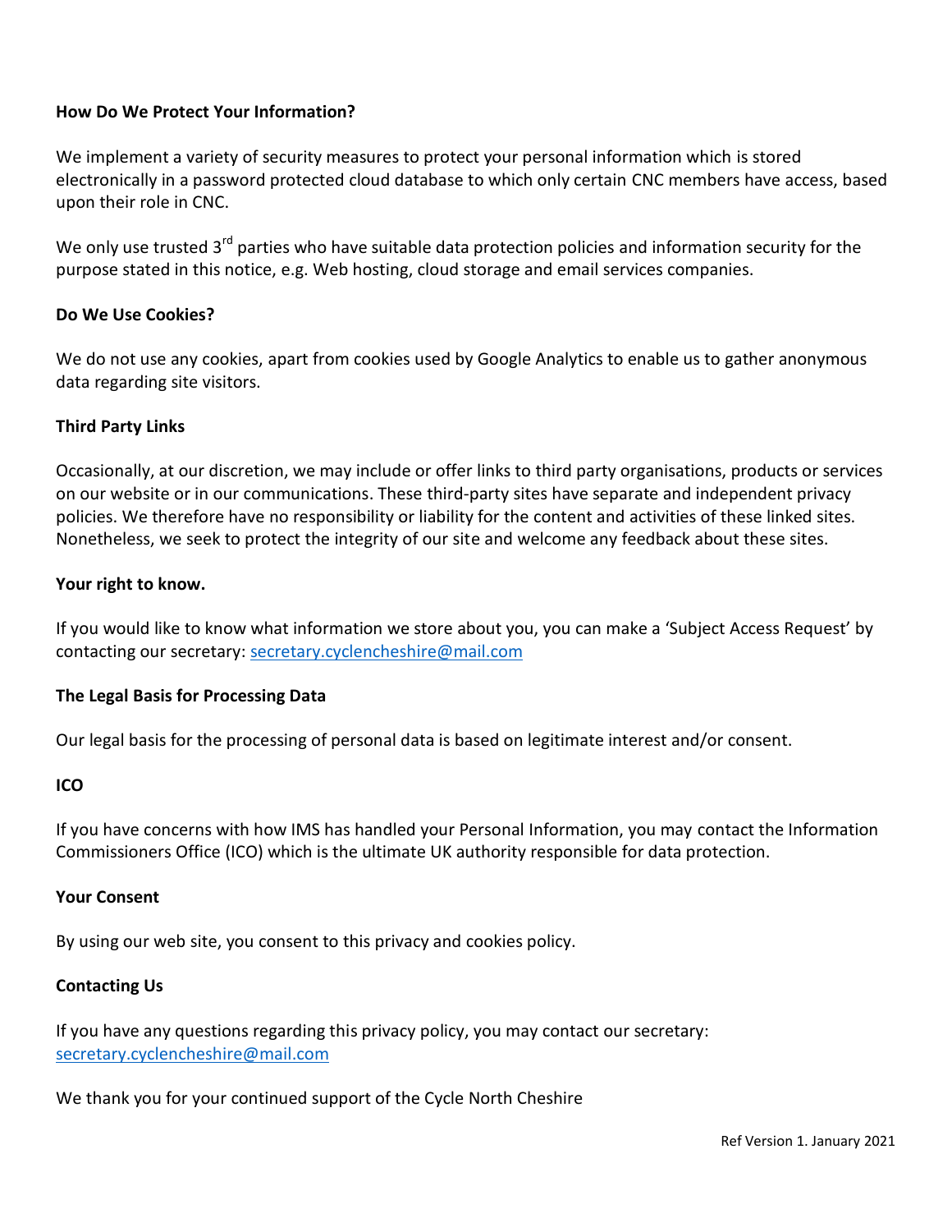**How Do We Protect Your Information?**

We implement a variety of security measures to protect your personal information which is stored electronically in a password protected cloud database to which only certain CNC members have access, based upon their role in CNC.

We only use trusted 3rd parties who have suitable data protection policies and information security for the purpose stated in this notice, e.g. Web hosting, cloud storage and email services companies.

**Do We Use Cookies?**

We do not use any cookies, apart from cookies used by Google Analytics to enable us to gather anonymous data regarding site visitors.

**Third Party Links**

Occasionally, at our discretion, we may include or offer links to third party organisations, products or services on our website or in our communications. These third-party sites have separate and independent privacy policies. We therefore have no responsibility or liability for the content and activities of these linked sites. Nonetheless, we seek to protect the integrity of our site and welcome any feedback about these sites.

**Your right to know.**

If you would like to know what information we store about you, you can make a 'Subject Access Request' by contacting our secretary: secretary.cyclencheshire@mail.com

**The Legal Basis for Processing Data**

Our legal basis for the processing of personal data is based on legitimate interest and/or consent.

**ICO**

If you have concerns with how IMS has handled your Personal Information, you may contact the Information Commissioners Office (ICO) which is the ultimate UK authority responsible for data protection.

**Your Consent**

By using our web site, you consent to this privacy and cookies policy.

**Contacting Us**

If you have any questions regarding this privacy policy, you may contact our secretary: secretary.cyclencheshire@mail.com

We thank you for your continued support of the Cycle North Cheshire

Ref Version 1. January 2021